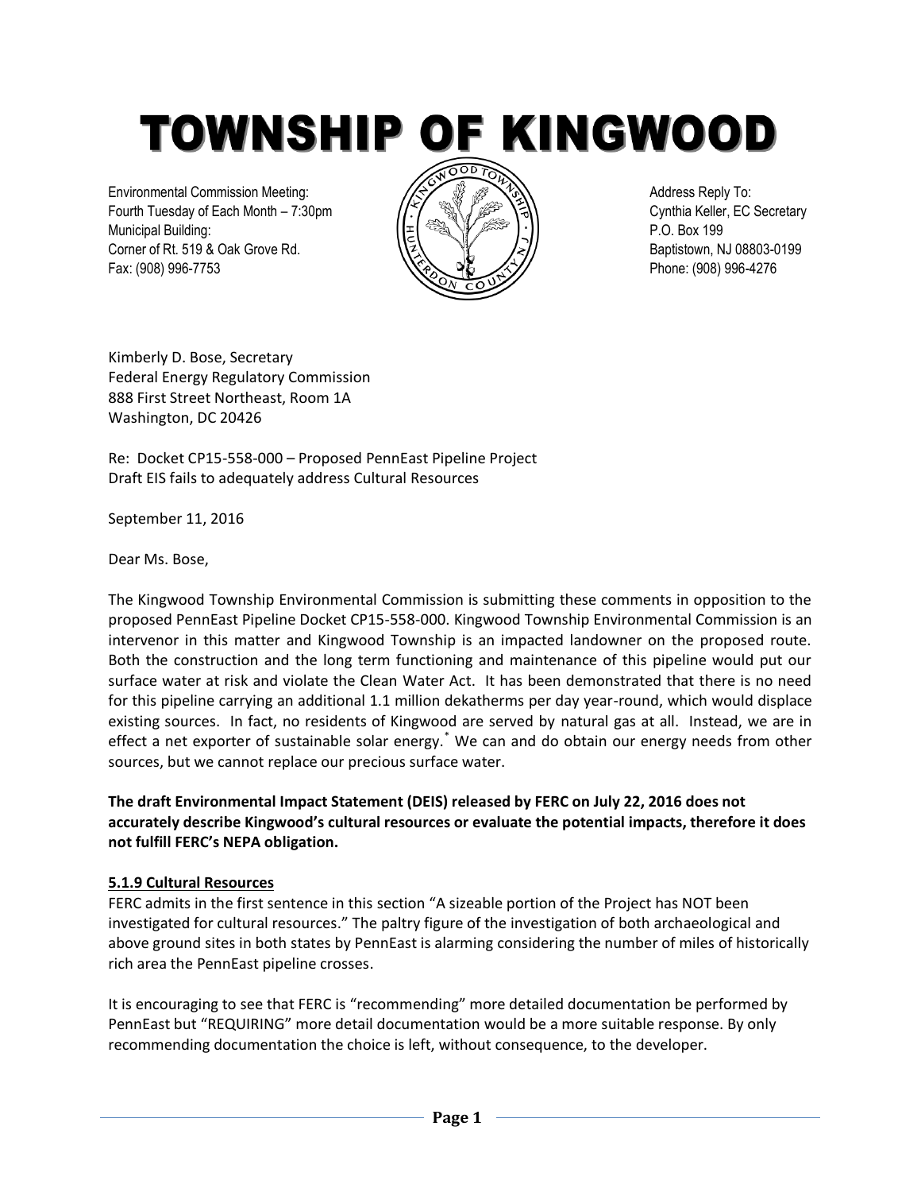# TOWNSHIP OF KINGWOOD

Environmental Commission Meeting:
Fourth Tuesday of Each Month – 7:30pm
Municipal Building:
Corner of Rt. 519 & Oak Grove Rd.
Fax: (908) 996-7753

Address Reply To:
Cynthia Keller, EC Secretary
P.O. Box 199
Baptistown, NJ 08803-0199
Phone: (908) 996-4276

Kimberly D. Bose, Secretary
Federal Energy Regulatory Commission
888 First Street Northeast, Room 1A
Washington, DC 20426

Re: Docket CP15-558-000 – Proposed PennEast Pipeline Project
Draft EIS fails to adequately address Cultural Resources

September 11, 2016

Dear Ms. Bose,

The Kingwood Township Environmental Commission is submitting these comments in opposition to the proposed PennEast Pipeline Docket CP15-558-000. Kingwood Township Environmental Commission is an intervenor in this matter and Kingwood Township is an impacted landowner on the proposed route. Both the construction and the long term functioning and maintenance of this pipeline would put our surface water at risk and violate the Clean Water Act. It has been demonstrated that there is no need for this pipeline carrying an additional 1.1 million dekatherms per day year-round, which would displace existing sources. In fact, no residents of Kingwood are served by natural gas at all. Instead, we are in effect a net exporter of sustainable solar energy.* We can and do obtain our energy needs from other sources, but we cannot replace our precious surface water.

**The draft Environmental Impact Statement (DEIS) released by FERC on July 22, 2016 does not accurately describe Kingwood's cultural resources or evaluate the potential impacts, therefore it does not fulfill FERC's NEPA obligation.**

## 5.1.9 Cultural Resources

FERC admits in the first sentence in this section "A sizeable portion of the Project has NOT been investigated for cultural resources." The paltry figure of the investigation of both archaeological and above ground sites in both states by PennEast is alarming considering the number of miles of historically rich area the PennEast pipeline crosses.

It is encouraging to see that FERC is "recommending" more detailed documentation be performed by PennEast but "REQUIRING" more detail documentation would be a more suitable response. By only recommending documentation the choice is left, without consequence, to the developer.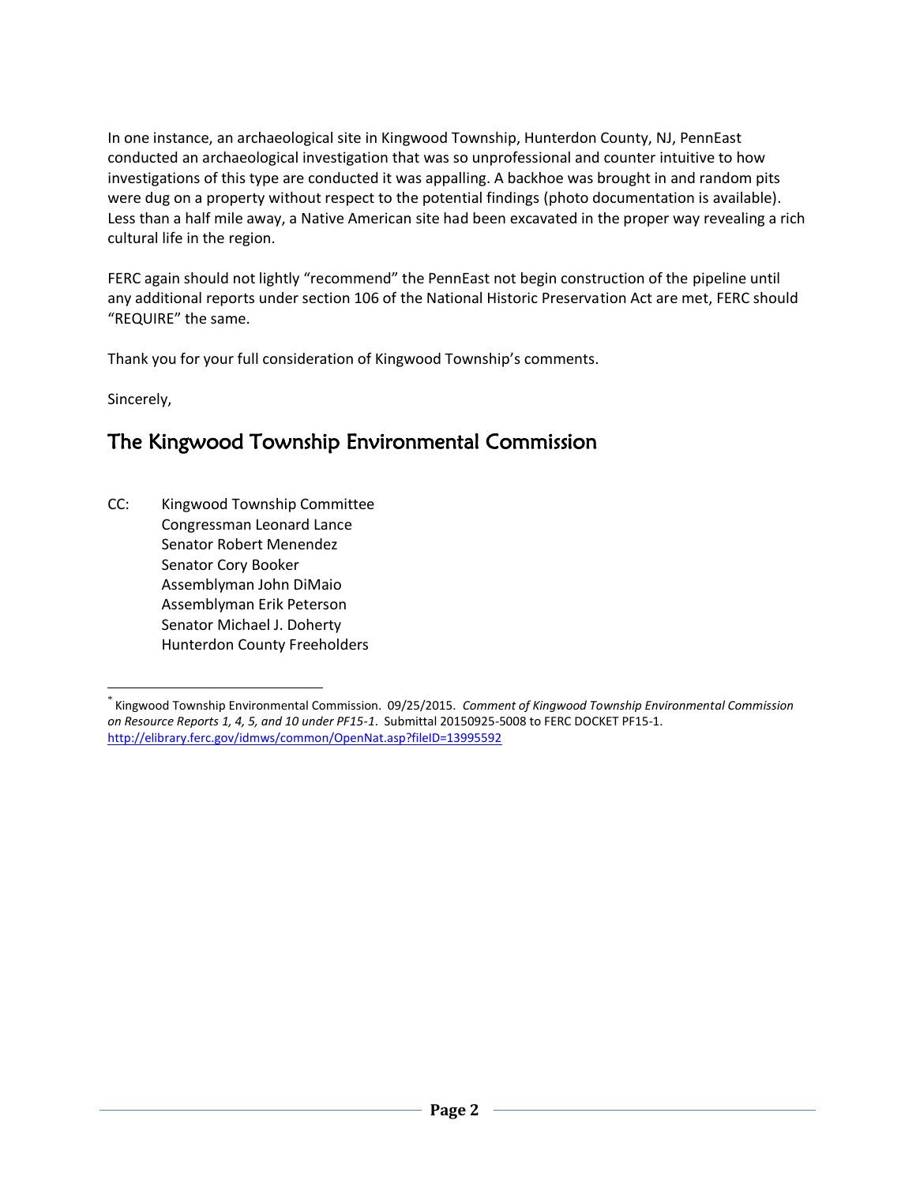In one instance, an archaeological site in Kingwood Township, Hunterdon County, NJ, PennEast conducted an archaeological investigation that was so unprofessional and counter intuitive to how investigations of this type are conducted it was appalling. A backhoe was brought in and random pits were dug on a property without respect to the potential findings (photo documentation is available). Less than a half mile away, a Native American site had been excavated in the proper way revealing a rich cultural life in the region.

FERC again should not lightly "recommend" the PennEast not begin construction of the pipeline until any additional reports under section 106 of the National Historic Preservation Act are met, FERC should "REQUIRE" the same.

Thank you for your full consideration of Kingwood Township's comments.

Sincerely,

## The Kingwood Township Environmental Commission

CC: Kingwood Township Committee
Congressman Leonard Lance
Senator Robert Menendez
Senator Cory Booker
Assemblyman John DiMaio
Assemblyman Erik Peterson
Senator Michael J. Doherty
Hunterdon County Freeholders

---

* Kingwood Township Environmental Commission. 09/25/2015. *Comment of Kingwood Township Environmental Commission on Resource Reports 1, 4, 5, and 10 under PF15-1*. Submittal 20150925-5008 to FERC DOCKET PF15-1. http://elibrary.ferc.gov/idmws/common/OpenNat.asp?fileID=13995592